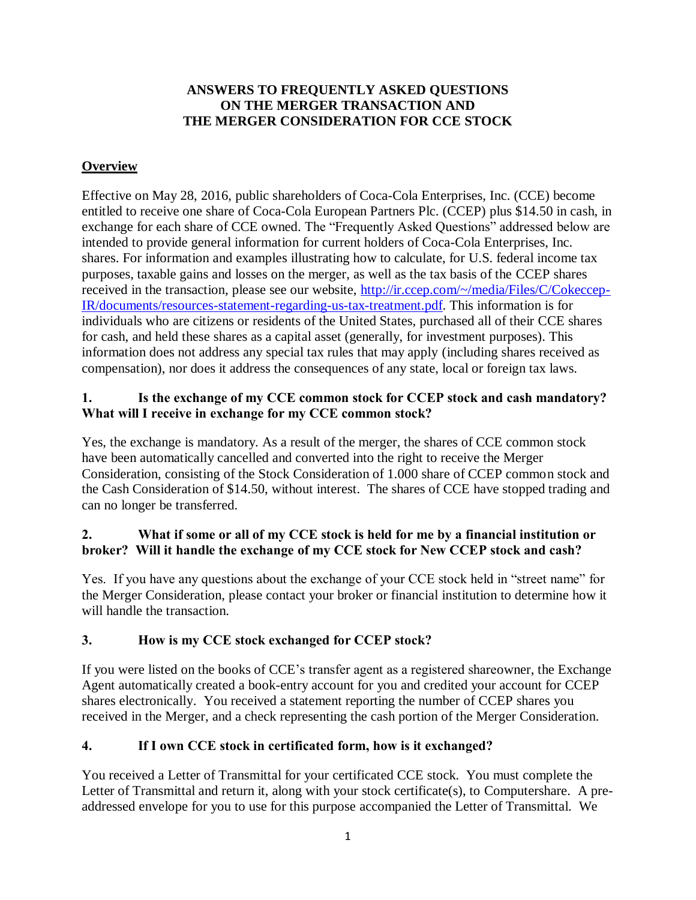# ANSWERS TO FREQUENTLY ASKED QUESTIONS ON THE MERGER TRANSACTION AND THE MERGER CONSIDERATION FOR CCE STOCK

## Overview

Effective on May 28, 2016, public shareholders of Coca-Cola Enterprises, Inc. (CCE) become entitled to receive one share of Coca-Cola European Partners Plc. (CCEP) plus $14.50 in cash, in exchange for each share of CCE owned. The "Frequently Asked Questions" addressed below are intended to provide general information for current holders of Coca-Cola Enterprises, Inc. shares. For information and examples illustrating how to calculate, for U.S. federal income tax purposes, taxable gains and losses on the merger, as well as the tax basis of the CCEP shares received in the transaction, please see our website, [http://ir.ccep.com/~/media/Files/C/Cokeccep-IR/documents/resources-statement-regarding-us-tax-treatment.pdf](http://ir.ccep.com/~/media/Files/C/Cokeccep-IR/documents/resources-statement-regarding-us-tax-treatment.pdf). This information is for individuals who are citizens or residents of the United States, purchased all of their CCE shares for cash, and held these shares as a capital asset (generally, for investment purposes). This information does not address any special tax rules that may apply (including shares received as compensation), nor does it address the consequences of any state, local or foreign tax laws.

### 1. Is the exchange of my CCE common stock for CCEP stock and cash mandatory? What will I receive in exchange for my CCE common stock?

Yes, the exchange is mandatory. As a result of the merger, the shares of CCE common stock have been automatically cancelled and converted into the right to receive the Merger Consideration, consisting of the Stock Consideration of 1.000 share of CCEP common stock and the Cash Consideration of $14.50, without interest. The shares of CCE have stopped trading and can no longer be transferred.

### 2. What if some or all of my CCE stock is held for me by a financial institution or broker? Will it handle the exchange of my CCE stock for New CCEP stock and cash?

Yes. If you have any questions about the exchange of your CCE stock held in "street name" for the Merger Consideration, please contact your broker or financial institution to determine how it will handle the transaction.

### 3. How is my CCE stock exchanged for CCEP stock?

If you were listed on the books of CCE's transfer agent as a registered shareowner, the Exchange Agent automatically created a book-entry account for you and credited your account for CCEP shares electronically. You received a statement reporting the number of CCEP shares you received in the Merger, and a check representing the cash portion of the Merger Consideration.

### 4. If I own CCE stock in certificated form, how is it exchanged?

You received a Letter of Transmittal for your certificated CCE stock. You must complete the Letter of Transmittal and return it, along with your stock certificate(s), to Computershare. A pre-addressed envelope for you to use for this purpose accompanied the Letter of Transmittal. We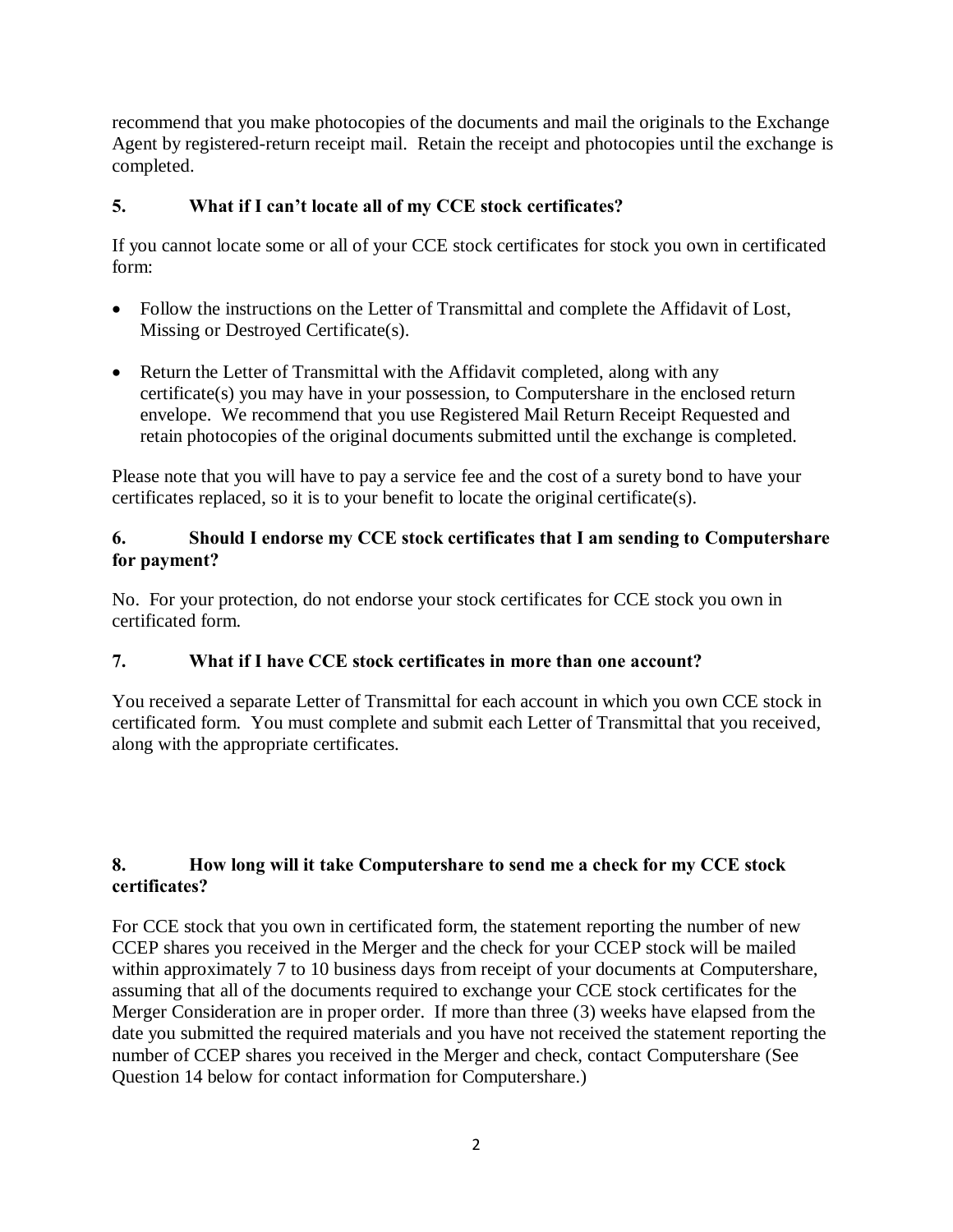recommend that you make photocopies of the documents and mail the originals to the Exchange Agent by registered-return receipt mail. Retain the receipt and photocopies until the exchange is completed.

### 5. What if I can't locate all of my CCE stock certificates?

If you cannot locate some or all of your CCE stock certificates for stock you own in certificated form:

- Follow the instructions on the Letter of Transmittal and complete the Affidavit of Lost, Missing or Destroyed Certificate(s).
- Return the Letter of Transmittal with the Affidavit completed, along with any certificate(s) you may have in your possession, to Computershare in the enclosed return envelope. We recommend that you use Registered Mail Return Receipt Requested and retain photocopies of the original documents submitted until the exchange is completed.

Please note that you will have to pay a service fee and the cost of a surety bond to have your certificates replaced, so it is to your benefit to locate the original certificate(s).

### 6. Should I endorse my CCE stock certificates that I am sending to Computershare for payment?

No. For your protection, do not endorse your stock certificates for CCE stock you own in certificated form.

### 7. What if I have CCE stock certificates in more than one account?

You received a separate Letter of Transmittal for each account in which you own CCE stock in certificated form. You must complete and submit each Letter of Transmittal that you received, along with the appropriate certificates.

### 8. How long will it take Computershare to send me a check for my CCE stock certificates?

For CCE stock that you own in certificated form, the statement reporting the number of new CCEP shares you received in the Merger and the check for your CCEP stock will be mailed within approximately 7 to 10 business days from receipt of your documents at Computershare, assuming that all of the documents required to exchange your CCE stock certificates for the Merger Consideration are in proper order. If more than three (3) weeks have elapsed from the date you submitted the required materials and you have not received the statement reporting the number of CCEP shares you received in the Merger and check, contact Computershare (See Question 14 below for contact information for Computershare.)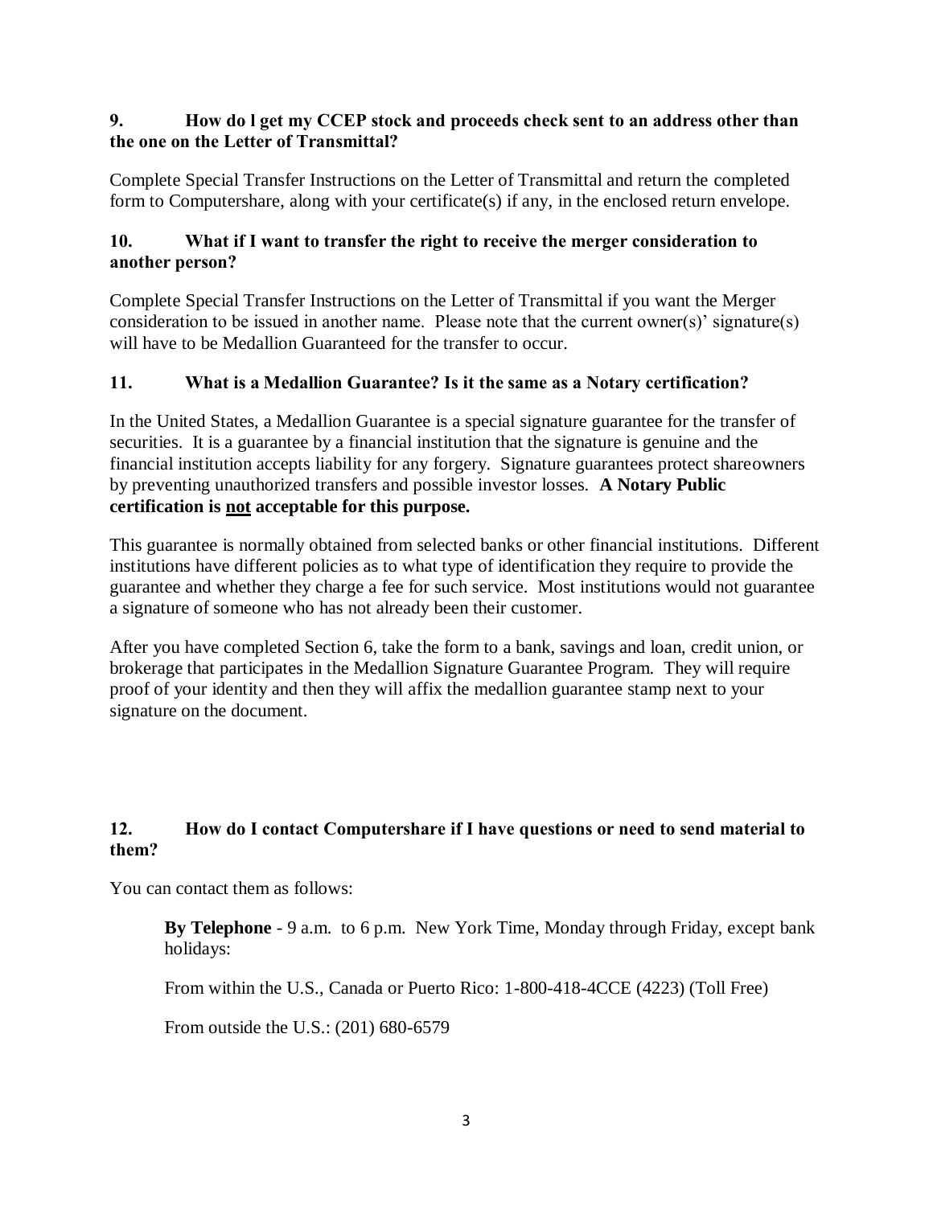### 9. How do l get my CCEP stock and proceeds check sent to an address other than the one on the Letter of Transmittal?

Complete Special Transfer Instructions on the Letter of Transmittal and return the completed form to Computershare, along with your certificate(s) if any, in the enclosed return envelope.

### 10. What if I want to transfer the right to receive the merger consideration to another person?

Complete Special Transfer Instructions on the Letter of Transmittal if you want the Merger consideration to be issued in another name. Please note that the current owner(s)' signature(s) will have to be Medallion Guaranteed for the transfer to occur.

### 11. What is a Medallion Guarantee? Is it the same as a Notary certification?

In the United States, a Medallion Guarantee is a special signature guarantee for the transfer of securities. It is a guarantee by a financial institution that the signature is genuine and the financial institution accepts liability for any forgery. Signature guarantees protect shareowners by preventing unauthorized transfers and possible investor losses. **A Notary Public certification is <u>not</u> acceptable for this purpose.**

This guarantee is normally obtained from selected banks or other financial institutions. Different institutions have different policies as to what type of identification they require to provide the guarantee and whether they charge a fee for such service. Most institutions would not guarantee a signature of someone who has not already been their customer.

After you have completed Section 6, take the form to a bank, savings and loan, credit union, or brokerage that participates in the Medallion Signature Guarantee Program. They will require proof of your identity and then they will affix the medallion guarantee stamp next to your signature on the document.

### 12. How do I contact Computershare if I have questions or need to send material to them?

You can contact them as follows:

> **By Telephone** - 9 a.m. to 6 p.m. New York Time, Monday through Friday, except bank holidays:
>
> From within the U.S., Canada or Puerto Rico: 1-800-418-4CCE (4223) (Toll Free)
>
> From outside the U.S.: (201) 680-6579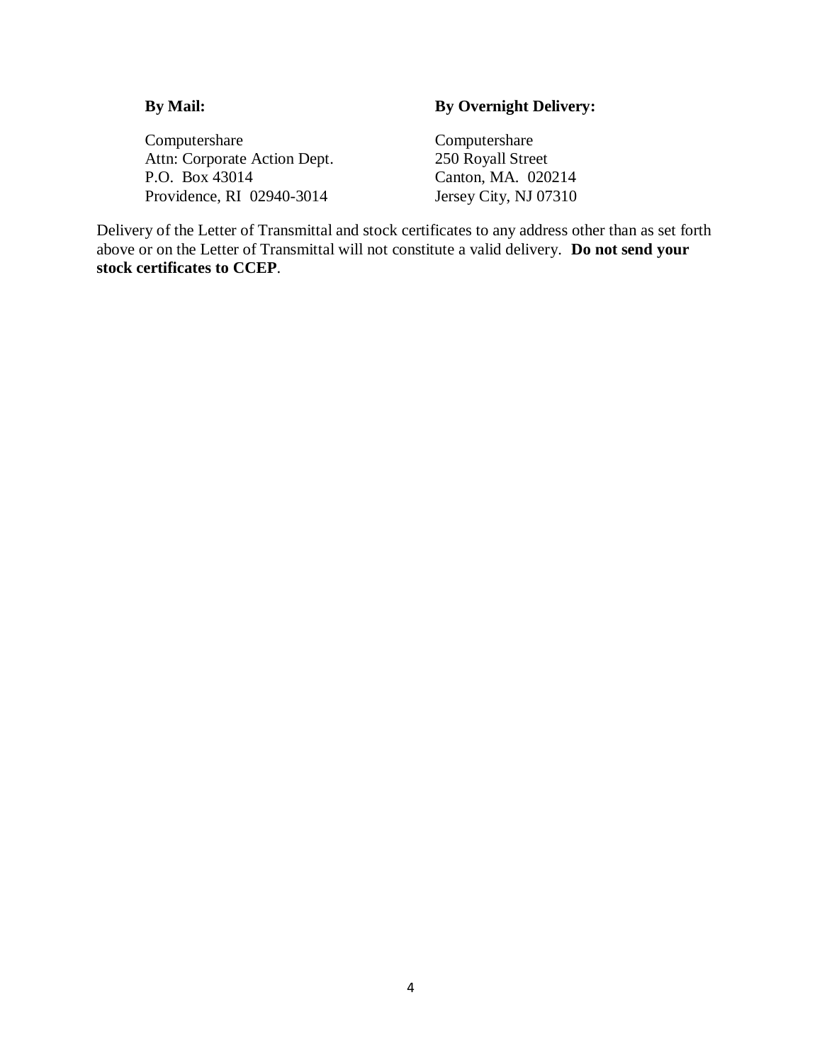**By Mail:**

Computershare
Attn: Corporate Action Dept.
P.O. Box 43014
Providence, RI 02940-3014

**By Overnight Delivery:**

Computershare
250 Royall Street
Canton, MA. 020214
Jersey City, NJ 07310

Delivery of the Letter of Transmittal and stock certificates to any address other than as set forth above or on the Letter of Transmittal will not constitute a valid delivery. **Do not send your stock certificates to CCEP**.